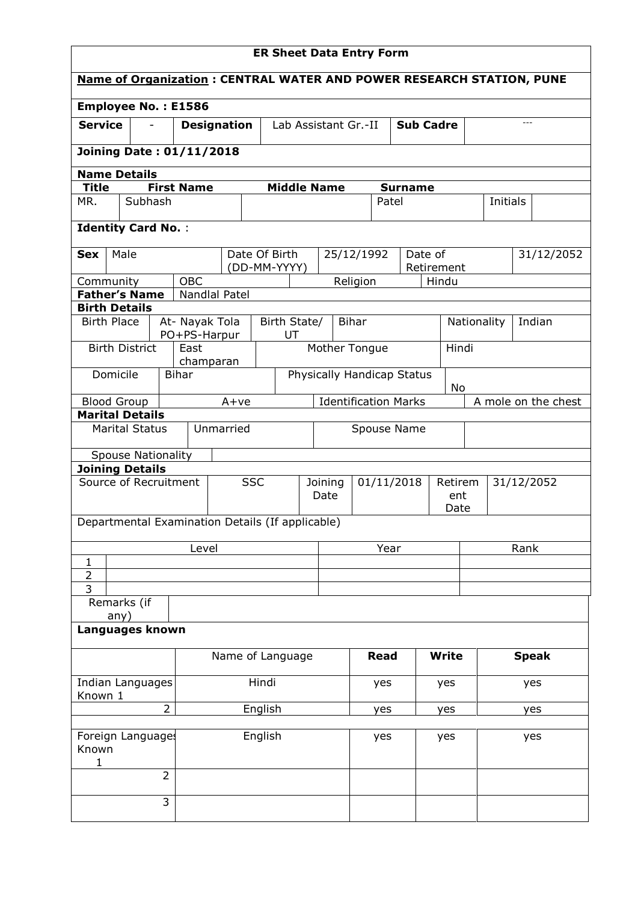# ER Sheet Data Entry Form

**Name of Organization : CENTRAL WATER AND POWER RESEARCH STATION, PUNE**

**Employee No. : E1586**

| **Service** | - | **Designation** | Lab Assistant Gr.-II | **Sub Cadre** | --- |
|---|---|---|---|---|---|

**Joining Date : 01/11/2018**

**Name Details**

| **Title** | **First Name** | **Middle Name** | **Surname** | | |
|---|---|---|---|---|---|
| MR. | Subhash | | Patel | Initials | |

**Identity Card No.** :

| **Sex** | Male | Date Of Birth (DD-MM-YYYY) | 25/12/1992 | Date of Retirement | 31/12/2052 |
|---|---|---|---|---|---|
| Community | OBC | Religion | Hindu | | |
| **Father's Name** | Nandlal Patel | | | | |

**Birth Details**

| Birth Place | At- Nayak Tola PO+PS-Harpur | Birth State/ UT | Bihar | Nationality | Indian |
|---|---|---|---|---|---|
| Birth District | East champaran | Mother Tongue | Hindi | | |
| Domicile | Bihar | Physically Handicap Status | No | | |
| Blood Group | A+ve | Identification Marks | A mole on the chest | | |

**Marital Details**

| Marital Status | Unmarried | Spouse Name | |
|---|---|---|---|
| Spouse Nationality | | | |

**Joining Details**

| Source of Recruitment | SSC | Joining Date | 01/11/2018 | Retirement Date | 31/12/2052 |
|---|---|---|---|---|---|

Departmental Examination Details (If applicable)

| | Level | Year | Rank |
|---|---|---|---|
| 1 | | | |
| 2 | | | |
| 3 | | | |

| Remarks (if any) | |
|---|---|

**Languages known**

| | Name of Language | **Read** | **Write** | **Speak** |
|---|---|---|---|---|
| Indian Languages Known 1 | Hindi | yes | yes | yes |
| 2 | English | yes | yes | yes |
| | | | | |
| Foreign Languages Known 1 | English | yes | yes | yes |
| 2 | | | | |
| 3 | | | | |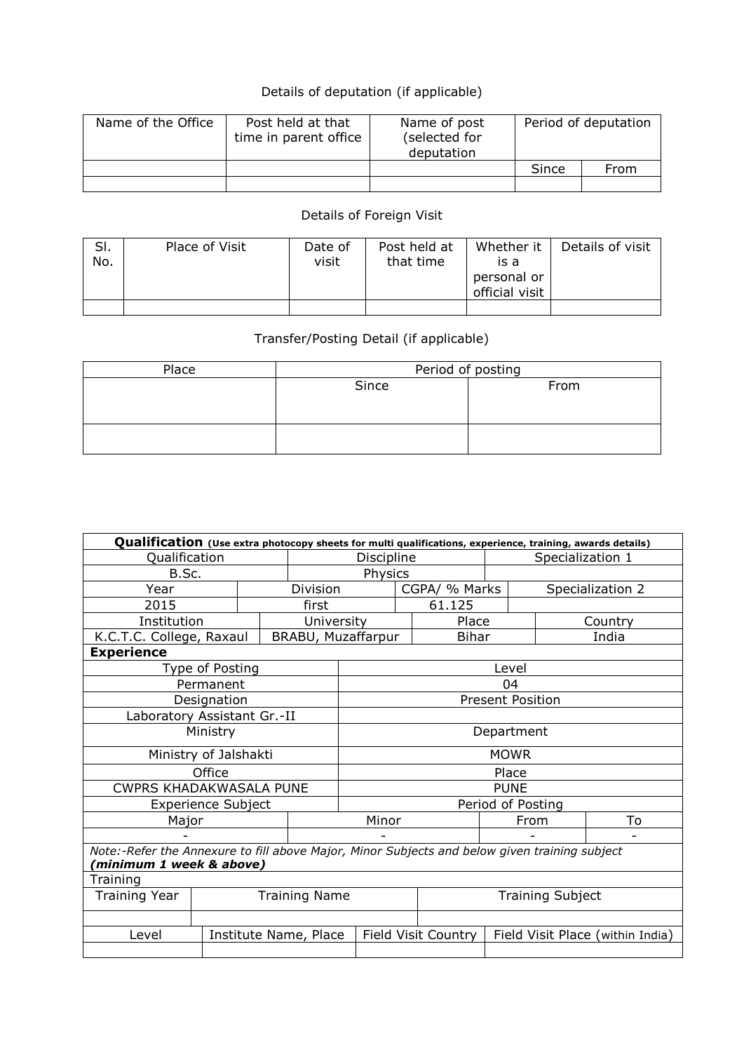Details of deputation (if applicable)

| Name of the Office | Post held at that time in parent office | Name of post (selected for deputation | Period of deputation | |
|---|---|---|---|---|
| | | | Since | From |
| | | | | |

Details of Foreign Visit

| Sl. No. | Place of Visit | Date of visit | Post held at that time | Whether it is a personal or official visit | Details of visit |
|---|---|---|---|---|---|
| | | | | | |

Transfer/Posting Detail (if applicable)

| Place | Period of posting | |
|---|---|---|
| | Since | From |
| | | |

| **Qualification** **(Use extra photocopy sheets for multi qualifications, experience, training, awards details)** | | | | | |
|---|---|---|---|---|---|
| Qualification | | Discipline | | Specialization 1 | |
| B.Sc. | | Physics | | | |
| Year | Division | | CGPA/ % Marks | Specialization 2 | |
| 2015 | first | | 61.125 | | |
| Institution | University | | Place | Country | |
| K.C.T.C. College, Raxaul | BRABU, Muzaffarpur | | Bihar | India | |
| **Experience** | | | | | |
| Type of Posting | | Level | | | |
| Permanent | | 04 | | | |
| Designation | | Present Position | | | |
| Laboratory Assistant Gr.-II | | | | | |
| Ministry | | Department | | | |
| Ministry of Jalshakti | | MOWR | | | |
| Office | | Place | | | |
| CWPRS KHADAKWASALA PUNE | | PUNE | | | |
| Experience Subject | | Period of Posting | | | |
| Major | Minor | | From | To | |
| - | - | | - | - | |
| *Note:-Refer the Annexure to fill above Major, Minor Subjects and below given training subject* ***(minimum 1 week & above)*** | | | | | |
| Training | | | | | |
| Training Year | Training Name | | Training Subject | | |
| | | | | | |
| Level | Institute Name, Place | | Field Visit Country | Field Visit Place (within India) | |
| | | | | | |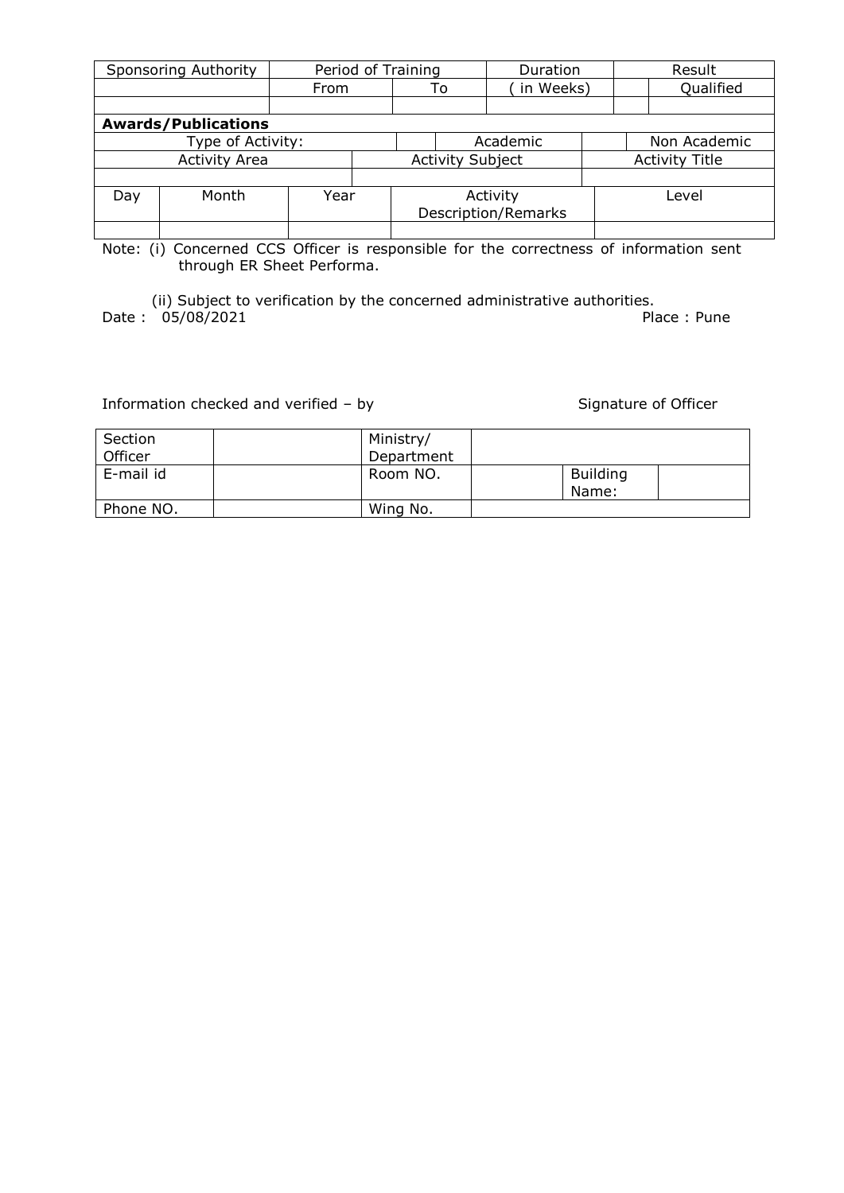| Sponsoring Authority | Period of Training | | Duration | Result | |
|---|---|---|---|---|---|
| | From | To | ( in Weeks) | | Qualified |
| | | | | | |

**Awards/Publications**

| Type of Activity: | | Academic | | Non Academic |
|---|---|---|---|---|
| **Activity Area** | **Activity Subject** | | **Activity Title** | |
| | | | | |

| Day | Month | Year | Activity Description/Remarks | Level |
|---|---|---|---|---|
| | | | | |

Note: (i) Concerned CCS Officer is responsible for the correctness of information sent through ER Sheet Performa.

(ii) Subject to verification by the concerned administrative authorities.

Date : 05/08/2021

Place : Pune

Information checked and verified – by

Signature of Officer

| Section Officer | | Ministry/ Department | | | |
|---|---|---|---|---|---|
| E-mail id | | Room NO. | | Building Name: | |
| Phone NO. | | Wing No. | | | |